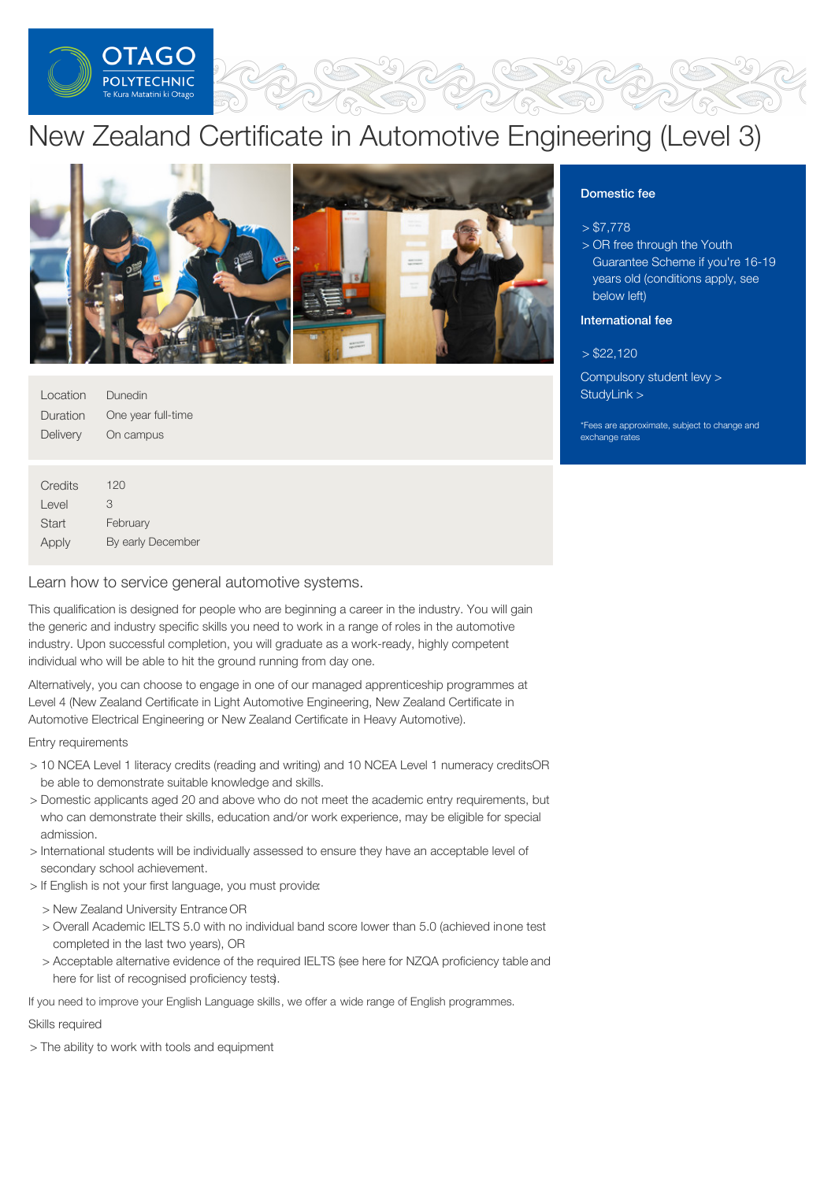OTAGO POLYTECHNIC
Te Kura Matatini ki Otago

# New Zealand Certificate in Automotive Engineering (Level 3)

| | |
|---|---|
| Location | Dunedin |
| Duration | One year full-time |
| Delivery | On campus |

| | |
|---|---|
| Credits | 120 |
| Level | 3 |
| Start | February |
| Apply | By early December |

**Domestic fee**

> $7,778
> OR free through the Youth Guarantee Scheme if you're 16-19 years old (conditions apply, see below left)

**International fee**

> $22,120

Compulsory student levy >
StudyLink >

*Fees are approximate, subject to change and exchange rates

## Learn how to service general automotive systems.

This qualification is designed for people who are beginning a career in the industry. You will gain the generic and industry specific skills you need to work in a range of roles in the automotive industry. Upon successful completion, you will graduate as a work-ready, highly competent individual who will be able to hit the ground running from day one.

Alternatively, you can choose to engage in one of our managed apprenticeship programmes at Level 4 (New Zealand Certificate in Light Automotive Engineering, New Zealand Certificate in Automotive Electrical Engineering or New Zealand Certificate in Heavy Automotive).

### Entry requirements

- 10 NCEA Level 1 literacy credits (reading and writing) and 10 NCEA Level 1 numeracy creditsOR be able to demonstrate suitable knowledge and skills.
- Domestic applicants aged 20 and above who do not meet the academic entry requirements, but who can demonstrate their skills, education and/or work experience, may be eligible for special admission.
- International students will be individually assessed to ensure they have an acceptable level of secondary school achievement.
- If English is not your first language, you must provide:
  - New Zealand University Entrance OR
  - Overall Academic IELTS 5.0 with no individual band score lower than 5.0 (achieved in one test completed in the last two years), OR
  - Acceptable alternative evidence of the required IELTS (see here for NZQA proficiency table and here for list of recognised proficiency tests).

If you need to improve your English Language skills, we offer a wide range of English programmes.

### Skills required

- The ability to work with tools and equipment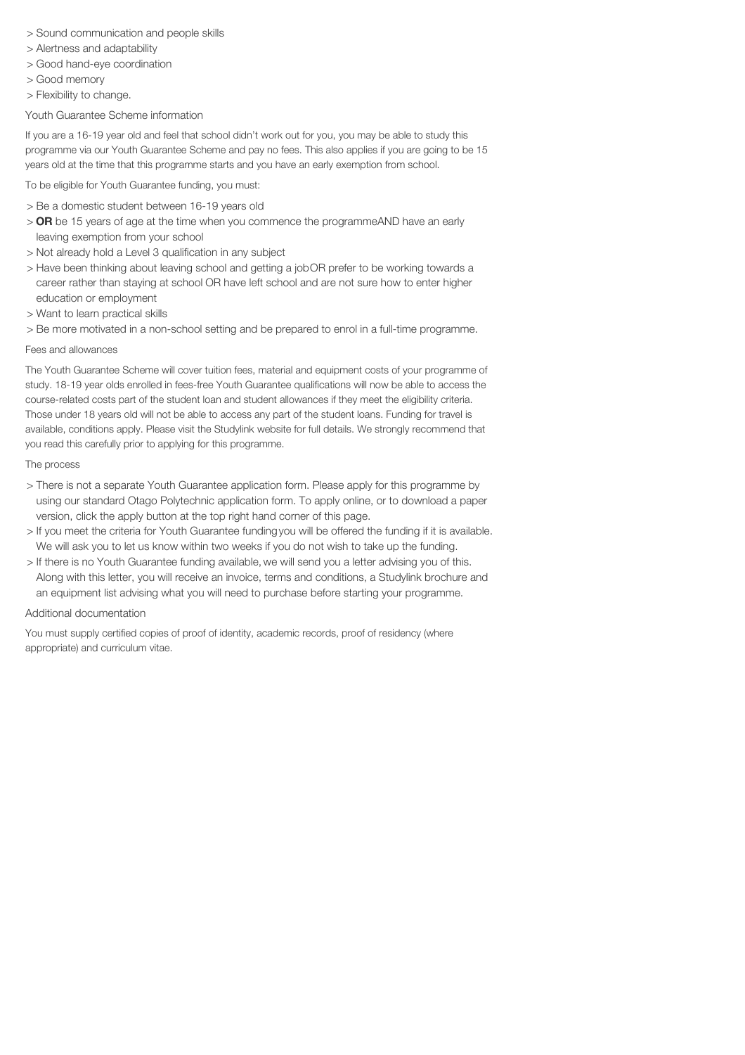- Sound communication and people skills
- Alertness and adaptability
- Good hand-eye coordination
- Good memory
- Flexibility to change.

### Youth Guarantee Scheme information

If you are a 16-19 year old and feel that school didn't work out for you, you may be able to study this programme via our Youth Guarantee Scheme and pay no fees. This also applies if you are going to be 15 years old at the time that this programme starts and you have an early exemption from school.

To be eligible for Youth Guarantee funding, you must:

- Be a domestic student between 16-19 years old
- **OR** be 15 years of age at the time when you commence the programmeAND have an early leaving exemption from your school
- Not already hold a Level 3 qualification in any subject
- Have been thinking about leaving school and getting a jobOR prefer to be working towards a career rather than staying at school OR have left school and are not sure how to enter higher education or employment
- Want to learn practical skills
- Be more motivated in a non-school setting and be prepared to enrol in a full-time programme.

### Fees and allowances

The Youth Guarantee Scheme will cover tuition fees, material and equipment costs of your programme of study. 18-19 year olds enrolled in fees-free Youth Guarantee qualifications will now be able to access the course-related costs part of the student loan and student allowances if they meet the eligibility criteria. Those under 18 years old will not be able to access any part of the student loans. Funding for travel is available, conditions apply. Please visit the Studylink website for full details. We strongly recommend that you read this carefully prior to applying for this programme.

### The process

- There is not a separate Youth Guarantee application form. Please apply for this programme by using our standard Otago Polytechnic application form. To apply online, or to download a paper version, click the apply button at the top right hand corner of this page.
- If you meet the criteria for Youth Guarantee fundingyou will be offered the funding if it is available. We will ask you to let us know within two weeks if you do not wish to take up the funding.
- If there is no Youth Guarantee funding available, we will send you a letter advising you of this. Along with this letter, you will receive an invoice, terms and conditions, a Studylink brochure and an equipment list advising what you will need to purchase before starting your programme.

### Additional documentation

You must supply certified copies of proof of identity, academic records, proof of residency (where appropriate) and curriculum vitae.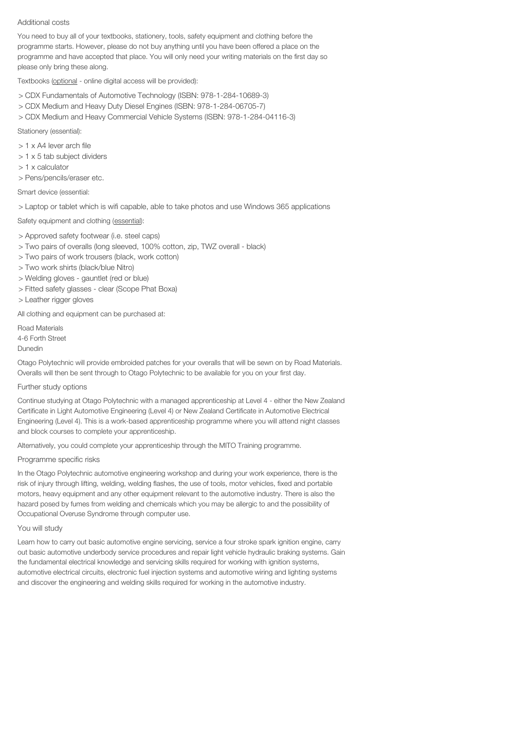### Additional costs

You need to buy all of your textbooks, stationery, tools, safety equipment and clothing before the programme starts. However, please do not buy anything until you have been offered a place on the programme and have accepted that place. You will only need your writing materials on the first day so please only bring these along.

Textbooks (optional - online digital access will be provided):

> CDX Fundamentals of Automotive Technology (ISBN: 978-1-284-10689-3)
> CDX Medium and Heavy Duty Diesel Engines (ISBN: 978-1-284-06705-7)
> CDX Medium and Heavy Commercial Vehicle Systems (ISBN: 978-1-284-04116-3)

Stationery (essential):

> 1 x A4 lever arch file
> 1 x 5 tab subject dividers
> 1 x calculator
> Pens/pencils/eraser etc.

Smart device (essential:

> Laptop or tablet which is wifi capable, able to take photos and use Windows 365 applications

Safety equipment and clothing (essential):

> Approved safety footwear (i.e. steel caps)
> Two pairs of overalls (long sleeved, 100% cotton, zip, TWZ overall - black)
> Two pairs of work trousers (black, work cotton)
> Two work shirts (black/blue Nitro)
> Welding gloves - gauntlet (red or blue)
> Fitted safety glasses - clear (Scope Phat Boxa)
> Leather rigger gloves

All clothing and equipment can be purchased at:

Road Materials
4-6 Forth Street
Dunedin

Otago Polytechnic will provide embroided patches for your overalls that will be sewn on by Road Materials. Overalls will then be sent through to Otago Polytechnic to be available for you on your first day.

### Further study options

Continue studying at Otago Polytechnic with a managed apprenticeship at Level 4 - either the New Zealand Certificate in Light Automotive Engineering (Level 4) or New Zealand Certificate in Automotive Electrical Engineering (Level 4). This is a work-based apprenticeship programme where you will attend night classes and block courses to complete your apprenticeship.

Alternatively, you could complete your apprenticeship through the MITO Training programme.

### Programme specific risks

In the Otago Polytechnic automotive engineering workshop and during your work experience, there is the risk of injury through lifting, welding, welding flashes, the use of tools, motor vehicles, fixed and portable motors, heavy equipment and any other equipment relevant to the automotive industry. There is also the hazard posed by fumes from welding and chemicals which you may be allergic to and the possibility of Occupational Overuse Syndrome through computer use.

### You will study

Learn how to carry out basic automotive engine servicing, service a four stroke spark ignition engine, carry out basic automotive underbody service procedures and repair light vehicle hydraulic braking systems. Gain the fundamental electrical knowledge and servicing skills required for working with ignition systems, automotive electrical circuits, electronic fuel injection systems and automotive wiring and lighting systems and discover the engineering and welding skills required for working in the automotive industry.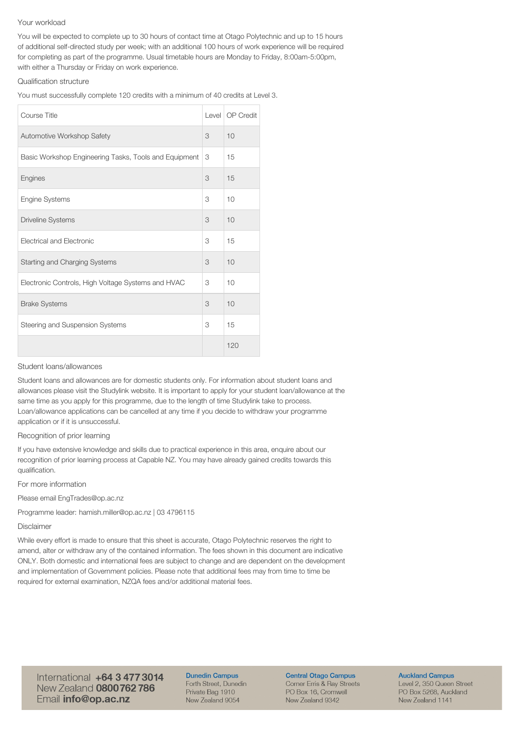### Your workload

You will be expected to complete up to 30 hours of contact time at Otago Polytechnic and up to 15 hours of additional self-directed study per week; with an additional 100 hours of work experience will be required for completing as part of the programme. Usual timetable hours are Monday to Friday, 8:00am-5:00pm, with either a Thursday or Friday on work experience.

### Qualification structure

You must successfully complete 120 credits with a minimum of 40 credits at Level 3.

| Course Title | Level | OP Credit |
|---|---|---|
| Automotive Workshop Safety | 3 | 10 |
| Basic Workshop Engineering Tasks, Tools and Equipment | 3 | 15 |
| Engines | 3 | 15 |
| Engine Systems | 3 | 10 |
| Driveline Systems | 3 | 10 |
| Electrical and Electronic | 3 | 15 |
| Starting and Charging Systems | 3 | 10 |
| Electronic Controls, High Voltage Systems and HVAC | 3 | 10 |
| Brake Systems | 3 | 10 |
| Steering and Suspension Systems | 3 | 15 |
| | | 120 |

### Student loans/allowances

Student loans and allowances are for domestic students only. For information about student loans and allowances please visit the Studylink website. It is important to apply for your student loan/allowance at the same time as you apply for this programme, due to the length of time Studylink take to process. Loan/allowance applications can be cancelled at any time if you decide to withdraw your programme application or if it is unsuccessful.

### Recognition of prior learning

If you have extensive knowledge and skills due to practical experience in this area, enquire about our recognition of prior learning process at Capable NZ. You may have already gained credits towards this qualification.

### For more information

Please email EngTrades@op.ac.nz

Programme leader: hamish.miller@op.ac.nz | 03 4796115

### Disclaimer

While every effort is made to ensure that this sheet is accurate, Otago Polytechnic reserves the right to amend, alter or withdraw any of the contained information. The fees shown in this document are indicative ONLY. Both domestic and international fees are subject to change and are dependent on the development and implementation of Government policies. Please note that additional fees may from time to time be required for external examination, NZQA fees and/or additional material fees.

International **+64 3 477 3014**
New Zealand **0800 762 786**
Email **info@op.ac.nz**

**Dunedin Campus**
Forth Street, Dunedin
Private Bag 1910
New Zealand 9054

**Central Otago Campus**
Corner Erris & Ray Streets
PO Box 16, Cromwell
New Zealand 9342

**Auckland Campus**
Level 2, 350 Queen Street
PO Box 5268, Auckland
New Zealand 1141